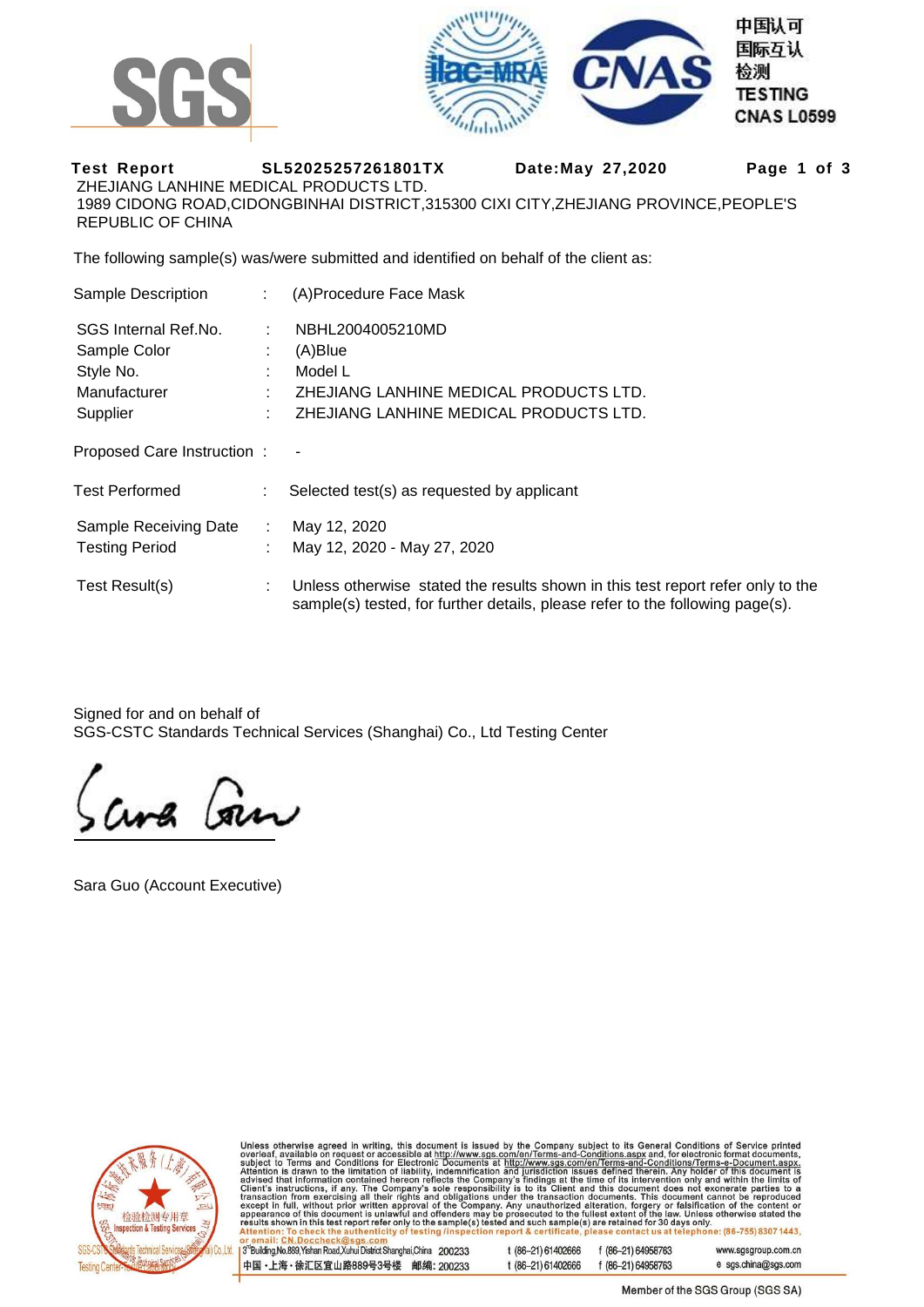SGS

中国认可
国际互认
检测
TESTING
CNAS L0599

**Test Report** SL52025257261801TX **Date:May 27,2020**

ZHEJIANG LANHINE MEDICAL PRODUCTS LTD.
1989 CIDONG ROAD,CIDONGBINHAI DISTRICT,315300 CIXI CITY,ZHEJIANG PROVINCE,PEOPLE'S REPUBLIC OF CHINA

The following sample(s) was/were submitted and identified on behalf of the client as:

| | | |
|---|---|---|
| Sample Description | : | (A)Procedure Face Mask |
| SGS Internal Ref.No. | : | NBHL2004005210MD |
| Sample Color | : | (A)Blue |
| Style No. | : | Model L |
| Manufacturer | : | ZHEJIANG LANHINE MEDICAL PRODUCTS LTD. |
| Supplier | : | ZHEJIANG LANHINE MEDICAL PRODUCTS LTD. |
| Proposed Care Instruction | : | - |
| Test Performed | : | Selected test(s) as requested by applicant |
| Sample Receiving Date | : | May 12, 2020 |
| Testing Period | : | May 12, 2020 - May 27, 2020 |
| Test Result(s) | : | Unless otherwise stated the results shown in this test report refer only to the sample(s) tested, for further details, please refer to the following page(s). |

Signed for and on behalf of
SGS-CSTC Standards Technical Services (Shanghai) Co., Ltd Testing Center

Sara Guo (Account Executive)

Unless otherwise agreed in writing, this document is issued by the Company subject to its General Conditions of Service printed overleaf, available on request or accessible at http://www.sgs.com/en/Terms-and-Conditions.aspx and, for electronic format documents, subject to Terms and Conditions for Electronic Documents at http://www.sgs.com/en/Terms-and-Conditions/Terms-e-Document.aspx. Attention is drawn to the limitation of liability, indemnification and jurisdiction issues defined therein. Any holder of this document is advised that information contained hereon reflects the Company's findings at the time of its intervention only and within the limits of Client's instructions, if any. The Company's sole responsibility is to its Client and this document does not exonerate parties to a transaction from exercising all their rights and obligations under the transaction documents. This document cannot be reproduced except in full, without prior written approval of the Company. Any unauthorized alteration, forgery or falsification of the content or appearance of this document is unlawful and offenders may be prosecuted to the fullest extent of the law. Unless otherwise stated the results shown in this test report refer only to the sample(s) tested and such sample(s) are retained for 30 days only.
Attention: To check the authenticity of testing /inspection report & certificate, please contact us at telephone: (86-755) 8307 1443, or email: CN.Doccheck@sgs.com

3rd Building,No.889,Yishan Road,Xuhui District Shanghai,China 200233 t (86-21) 61402666 f (86-21) 64958763 www.sgsgroup.com.cn
中国・上海・徐汇区宜山路889号3号楼 邮编: 200233 t (86-21) 61402666 f (86-21) 64958763 e sgs.china@sgs.com

Member of the SGS Group (SGS SA)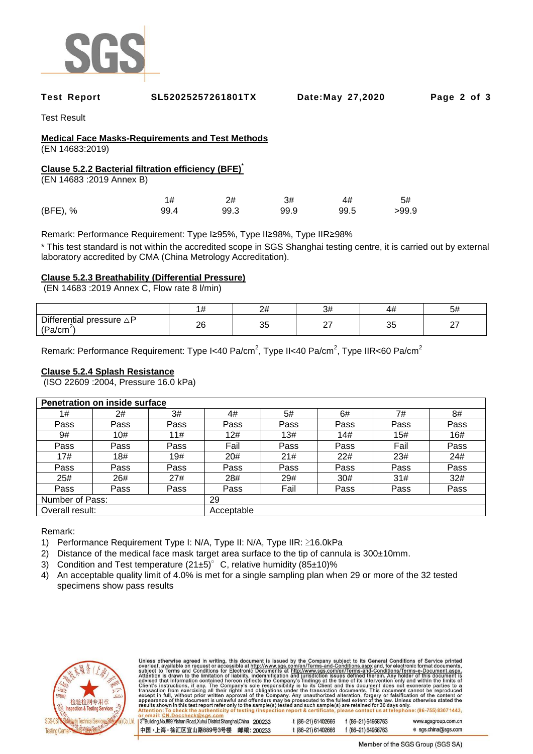Test Report SL52025257261801TX Date:May 27,2020

Test Result

**Medical Face Masks-Requirements and Test Methods**
(EN 14683:2019)

**Clause 5.2.2 Bacterial filtration efficiency (BFE)***
(EN 14683 :2019 Annex B)

| | 1# | 2# | 3# | 4# | 5# |
|---|---|---|---|---|---|
| (BFE), % | 99.4 | 99.3 | 99.9 | 99.5 | >99.9 |

Remark: Performance Requirement: Type I≥95%, Type II≥98%, Type IIR≥98%

* This test standard is not within the accredited scope in SGS Shanghai testing centre, it is carried out by external laboratory accredited by CMA (China Metrology Accreditation).

**Clause 5.2.3 Breathability (Differential Pressure)**
(EN 14683 :2019 Annex C, Flow rate 8 l/min)

| | 1# | 2# | 3# | 4# | 5# |
|---|---|---|---|---|---|
| Differential pressure △P ($Pa/cm^2$) | 26 | 35 | 27 | 35 | 27 |

Remark: Performance Requirement: Type I<40 $Pa/cm^2$, Type II<40 $Pa/cm^2$, Type IIR<60 $Pa/cm^2$

**Clause 5.2.4 Splash Resistance**
(ISO 22609 :2004, Pressure 16.0 kPa)

| Penetration on inside surface | | | | | | | |
|---|---|---|---|---|---|---|---|
| 1# | 2# | 3# | 4# | 5# | 6# | 7# | 8# |
| Pass | Pass | Pass | Pass | Pass | Pass | Pass | Pass |
| 9# | 10# | 11# | 12# | 13# | 14# | 15# | 16# |
| Pass | Pass | Pass | Fail | Pass | Pass | Fail | Pass |
| 17# | 18# | 19# | 20# | 21# | 22# | 23# | 24# |
| Pass | Pass | Pass | Pass | Pass | Pass | Pass | Pass |
| 25# | 26# | 27# | 28# | 29# | 30# | 31# | 32# |
| Pass | Pass | Pass | Pass | Fail | Pass | Pass | Pass |
| Number of Pass: | | | 29 | | | | |
| Overall result: | | | Acceptable | | | | |

Remark:

1) Performance Requirement Type I: N/A, Type II: N/A, Type IIR: ≥16.0kPa
2) Distance of the medical face mask target area surface to the tip of cannula is 300±10mm.
3) Condition and Test temperature (21±5)° C, relative humidity (85±10)%
4) An acceptable quality limit of 4.0% is met for a single sampling plan when 29 or more of the 32 tested specimens show pass results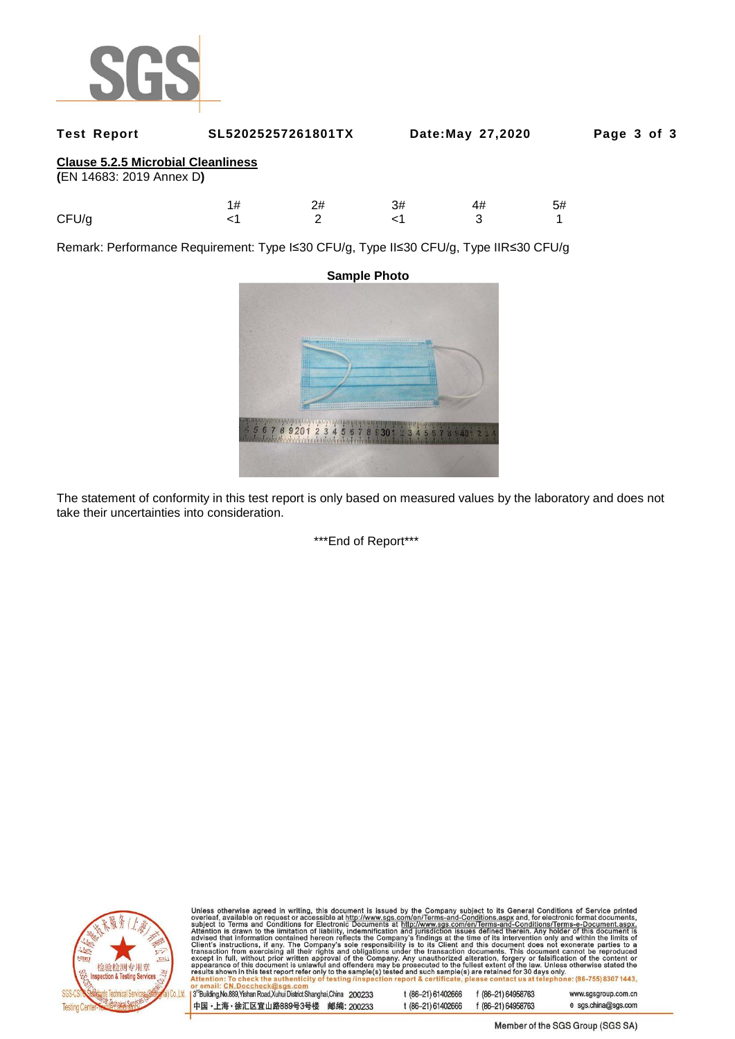## Clause 5.2.5 Microbial Cleanliness

**(**EN 14683: 2019 Annex D**)**

| | 1# | 2# | 3# | 4# | 5# |
|---|---|---|---|---|---|
| CFU/g | <1 | 2 | <1 | 3 | 1 |

Remark: Performance Requirement: Type I≤30 CFU/g, Type II≤30 CFU/g, Type IIR≤30 CFU/g

**Sample Photo**

The statement of conformity in this test report is only based on measured values by the laboratory and does not take their uncertainties into consideration.

***End of Report***